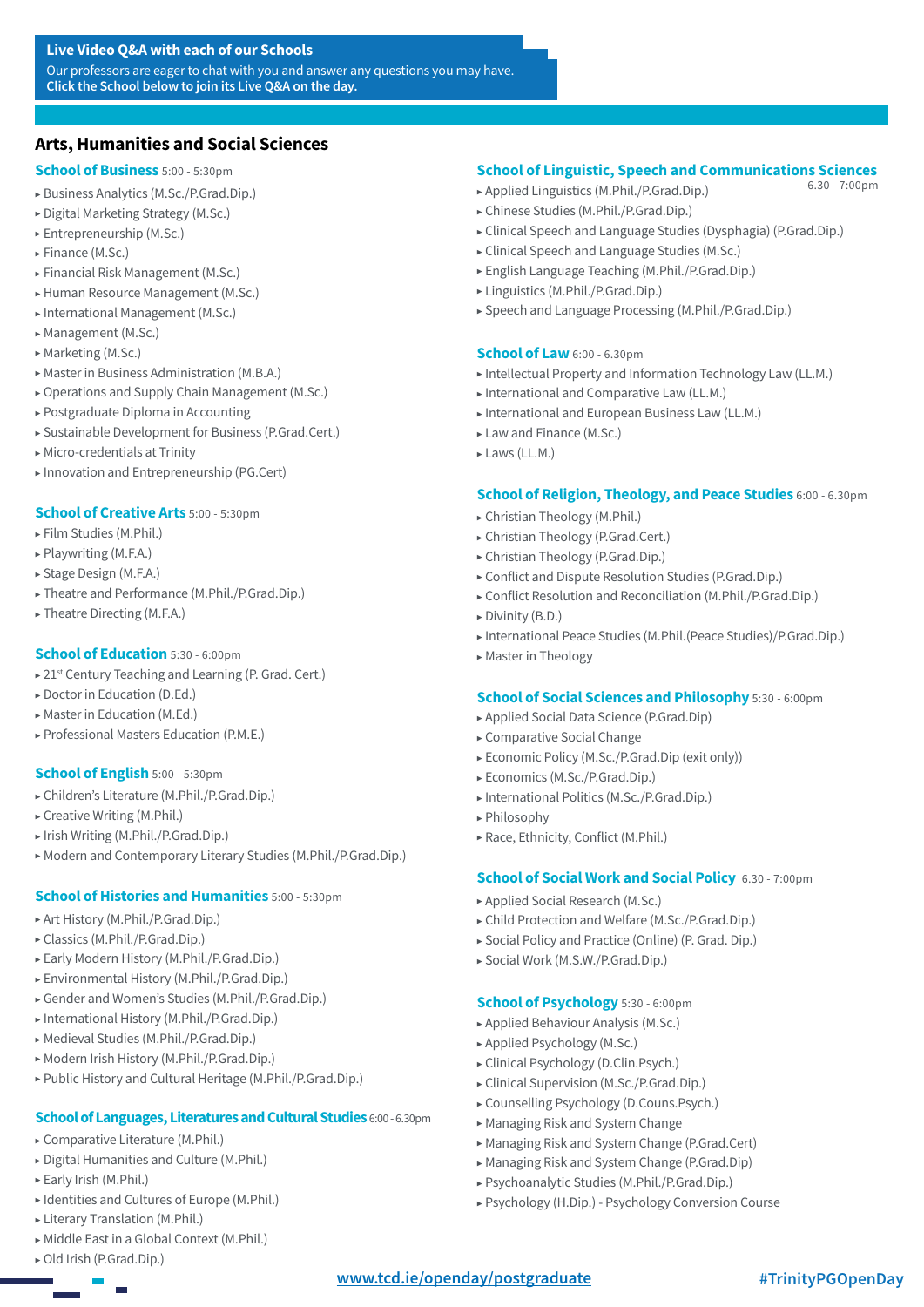**Live Video Q&A with each of our Schools**

Our professors are eager to chat with you and answer any questions you may have.
**Click the School below to join its Live Q&A on the day.**

## Arts, Humanities and Social Sciences

### School of Business 5:00 - 5:30pm

- Business Analytics (M.Sc./P.Grad.Dip.)
- Digital Marketing Strategy (M.Sc.)
- Entrepreneurship (M.Sc.)
- Finance (M.Sc.)
- Financial Risk Management (M.Sc.)
- Human Resource Management (M.Sc.)
- International Management (M.Sc.)
- Management (M.Sc.)
- Marketing (M.Sc.)
- Master in Business Administration (M.B.A.)
- Operations and Supply Chain Management (M.Sc.)
- Postgraduate Diploma in Accounting
- Sustainable Development for Business (P.Grad.Cert.)
- Micro-credentials at Trinity
- Innovation and Entrepreneurship (PG.Cert)

### School of Creative Arts 5:00 - 5:30pm

- Film Studies (M.Phil.)
- Playwriting (M.F.A.)
- Stage Design (M.F.A.)
- Theatre and Performance (M.Phil./P.Grad.Dip.)
- Theatre Directing (M.F.A.)

### School of Education 5:30 - 6:00pm

- 21st Century Teaching and Learning (P. Grad. Cert.)
- Doctor in Education (D.Ed.)
- Master in Education (M.Ed.)
- Professional Masters Education (P.M.E.)

### School of English 5:00 - 5:30pm

- Children's Literature (M.Phil./P.Grad.Dip.)
- Creative Writing (M.Phil.)
- Irish Writing (M.Phil./P.Grad.Dip.)
- Modern and Contemporary Literary Studies (M.Phil./P.Grad.Dip.)

### School of Histories and Humanities 5:00 - 5:30pm

- Art History (M.Phil./P.Grad.Dip.)
- Classics (M.Phil./P.Grad.Dip.)
- Early Modern History (M.Phil./P.Grad.Dip.)
- Environmental History (M.Phil./P.Grad.Dip.)
- Gender and Women's Studies (M.Phil./P.Grad.Dip.)
- International History (M.Phil./P.Grad.Dip.)
- Medieval Studies (M.Phil./P.Grad.Dip.)
- Modern Irish History (M.Phil./P.Grad.Dip.)
- Public History and Cultural Heritage (M.Phil./P.Grad.Dip.)

### School of Languages, Literatures and Cultural Studies 6:00 - 6.30pm

- Comparative Literature (M.Phil.)
- Digital Humanities and Culture (M.Phil.)
- Early Irish (M.Phil.)
- Identities and Cultures of Europe (M.Phil.)
- Literary Translation (M.Phil.)
- Middle East in a Global Context (M.Phil.)
- Old Irish (P.Grad.Dip.)

### School of Linguistic, Speech and Communications Sciences 6.30 - 7:00pm

- Applied Linguistics (M.Phil./P.Grad.Dip.)
- Chinese Studies (M.Phil./P.Grad.Dip.)
- Clinical Speech and Language Studies (Dysphagia) (P.Grad.Dip.)
- Clinical Speech and Language Studies (M.Sc.)
- English Language Teaching (M.Phil./P.Grad.Dip.)
- Linguistics (M.Phil./P.Grad.Dip.)
- Speech and Language Processing (M.Phil./P.Grad.Dip.)

### School of Law 6:00 - 6.30pm

- Intellectual Property and Information Technology Law (LL.M.)
- International and Comparative Law (LL.M.)
- International and European Business Law (LL.M.)
- Law and Finance (M.Sc.)
- Laws (LL.M.)

### School of Religion, Theology, and Peace Studies 6:00 - 6.30pm

- Christian Theology (M.Phil.)
- Christian Theology (P.Grad.Cert.)
- Christian Theology (P.Grad.Dip.)
- Conflict and Dispute Resolution Studies (P.Grad.Dip.)
- Conflict Resolution and Reconciliation (M.Phil./P.Grad.Dip.)
- Divinity (B.D.)
- International Peace Studies (M.Phil.(Peace Studies)/P.Grad.Dip.)
- Master in Theology

### School of Social Sciences and Philosophy 5:30 - 6:00pm

- Applied Social Data Science (P.Grad.Dip)
- Comparative Social Change
- Economic Policy (M.Sc./P.Grad.Dip (exit only))
- Economics (M.Sc./P.Grad.Dip.)
- International Politics (M.Sc./P.Grad.Dip.)
- Philosophy
- Race, Ethnicity, Conflict (M.Phil.)

### School of Social Work and Social Policy 6.30 - 7:00pm

- Applied Social Research (M.Sc.)
- Child Protection and Welfare (M.Sc./P.Grad.Dip.)
- Social Policy and Practice (Online) (P. Grad. Dip.)
- Social Work (M.S.W./P.Grad.Dip.)

### School of Psychology 5:30 - 6:00pm

- Applied Behaviour Analysis (M.Sc.)
- Applied Psychology (M.Sc.)
- Clinical Psychology (D.Clin.Psych.)
- Clinical Supervision (M.Sc./P.Grad.Dip.)
- Counselling Psychology (D.Couns.Psych.)
- Managing Risk and System Change
- Managing Risk and System Change (P.Grad.Cert)
- Managing Risk and System Change (P.Grad.Dip)
- Psychoanalytic Studies (M.Phil./P.Grad.Dip.)
- Psychology (H.Dip.) - Psychology Conversion Course

www.tcd.ie/openday/postgraduate #TrinityPGOpenDay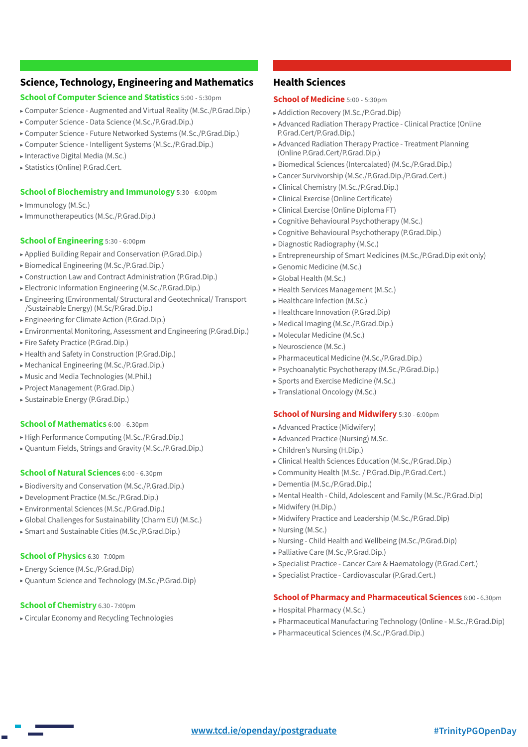## Science, Technology, Engineering and Mathematics

### School of Computer Science and Statistics 5:00 - 5:30pm

- Computer Science - Augmented and Virtual Reality (M.Sc./P.Grad.Dip.)
- Computer Science - Data Science (M.Sc./P.Grad.Dip.)
- Computer Science - Future Networked Systems (M.Sc./P.Grad.Dip.)
- Computer Science - Intelligent Systems (M.Sc./P.Grad.Dip.)
- Interactive Digital Media (M.Sc.)
- Statistics (Online) P.Grad.Cert.

### School of Biochemistry and Immunology 5:30 - 6:00pm

- Immunology (M.Sc.)
- Immunotherapeutics (M.Sc./P.Grad.Dip.)

### School of Engineering 5:30 - 6:00pm

- Applied Building Repair and Conservation (P.Grad.Dip.)
- Biomedical Engineering (M.Sc./P.Grad.Dip.)
- Construction Law and Contract Administration (P.Grad.Dip.)
- Electronic Information Engineering (M.Sc./P.Grad.Dip.)
- Engineering (Environmental/ Structural and Geotechnical/ Transport /Sustainable Energy) (M.Sc/P.Grad.Dip.)
- Engineering for Climate Action (P.Grad.Dip.)
- Environmental Monitoring, Assessment and Engineering (P.Grad.Dip.)
- Fire Safety Practice (P.Grad.Dip.)
- Health and Safety in Construction (P.Grad.Dip.)
- Mechanical Engineering (M.Sc./P.Grad.Dip.)
- Music and Media Technologies (M.Phil.)
- Project Management (P.Grad.Dip.)
- Sustainable Energy (P.Grad.Dip.)

### School of Mathematics 6:00 - 6.30pm

- High Performance Computing (M.Sc./P.Grad.Dip.)
- Quantum Fields, Strings and Gravity (M.Sc./P.Grad.Dip.)

### School of Natural Sciences 6:00 - 6.30pm

- Biodiversity and Conservation (M.Sc./P.Grad.Dip.)
- Development Practice (M.Sc./P.Grad.Dip.)
- Environmental Sciences (M.Sc./P.Grad.Dip.)
- Global Challenges for Sustainability (Charm EU) (M.Sc.)
- Smart and Sustainable Cities (M.Sc./P.Grad.Dip.)

### School of Physics 6.30 - 7:00pm

- Energy Science (M.Sc./P.Grad.Dip)
- Quantum Science and Technology (M.Sc./P.Grad.Dip)

### School of Chemistry 6.30 - 7:00pm

- Circular Economy and Recycling Technologies

## Health Sciences

### School of Medicine 5:00 - 5:30pm

- Addiction Recovery (M.Sc./P.Grad.Dip)
- Advanced Radiation Therapy Practice - Clinical Practice (Online P.Grad.Cert/P.Grad.Dip.)
- Advanced Radiation Therapy Practice - Treatment Planning (Online P.Grad.Cert/P.Grad.Dip.)
- Biomedical Sciences (Intercalated) (M.Sc./P.Grad.Dip.)
- Cancer Survivorship (M.Sc./P.Grad.Dip./P.Grad.Cert.)
- Clinical Chemistry (M.Sc./P.Grad.Dip.)
- Clinical Exercise (Online Certificate)
- Clinical Exercise (Online Diploma FT)
- Cognitive Behavioural Psychotherapy (M.Sc.)
- Cognitive Behavioural Psychotherapy (P.Grad.Dip.)
- Diagnostic Radiography (M.Sc.)
- Entrepreneurship of Smart Medicines (M.Sc./P.Grad.Dip exit only)
- Genomic Medicine (M.Sc.)
- Global Health (M.Sc.)
- Health Services Management (M.Sc.)
- Healthcare Infection (M.Sc.)
- Healthcare Innovation (P.Grad.Dip)
- Medical Imaging (M.Sc./P.Grad.Dip.)
- Molecular Medicine (M.Sc.)
- Neuroscience (M.Sc.)
- Pharmaceutical Medicine (M.Sc./P.Grad.Dip.)
- Psychoanalytic Psychotherapy (M.Sc./P.Grad.Dip.)
- Sports and Exercise Medicine (M.Sc.)
- Translational Oncology (M.Sc.)

### School of Nursing and Midwifery 5:30 - 6:00pm

- Advanced Practice (Midwifery)
- Advanced Practice (Nursing) M.Sc.
- Children's Nursing (H.Dip.)
- Clinical Health Sciences Education (M.Sc./P.Grad.Dip.)
- Community Health (M.Sc. / P.Grad.Dip./P.Grad.Cert.)
- Dementia (M.Sc./P.Grad.Dip.)
- Mental Health - Child, Adolescent and Family (M.Sc./P.Grad.Dip)
- Midwifery (H.Dip.)
- Midwifery Practice and Leadership (M.Sc./P.Grad.Dip)
- Nursing (M.Sc.)
- Nursing - Child Health and Wellbeing (M.Sc./P.Grad.Dip)
- Palliative Care (M.Sc./P.Grad.Dip.)
- Specialist Practice - Cancer Care & Haematology (P.Grad.Cert.)
- Specialist Practice - Cardiovascular (P.Grad.Cert.)

### School of Pharmacy and Pharmaceutical Sciences 6:00 - 6.30pm

- Hospital Pharmacy (M.Sc.)
- Pharmaceutical Manufacturing Technology (Online - M.Sc./P.Grad.Dip)
- Pharmaceutical Sciences (M.Sc./P.Grad.Dip.)

www.tcd.ie/openday/postgraduate

#TrinityPGOpenDay